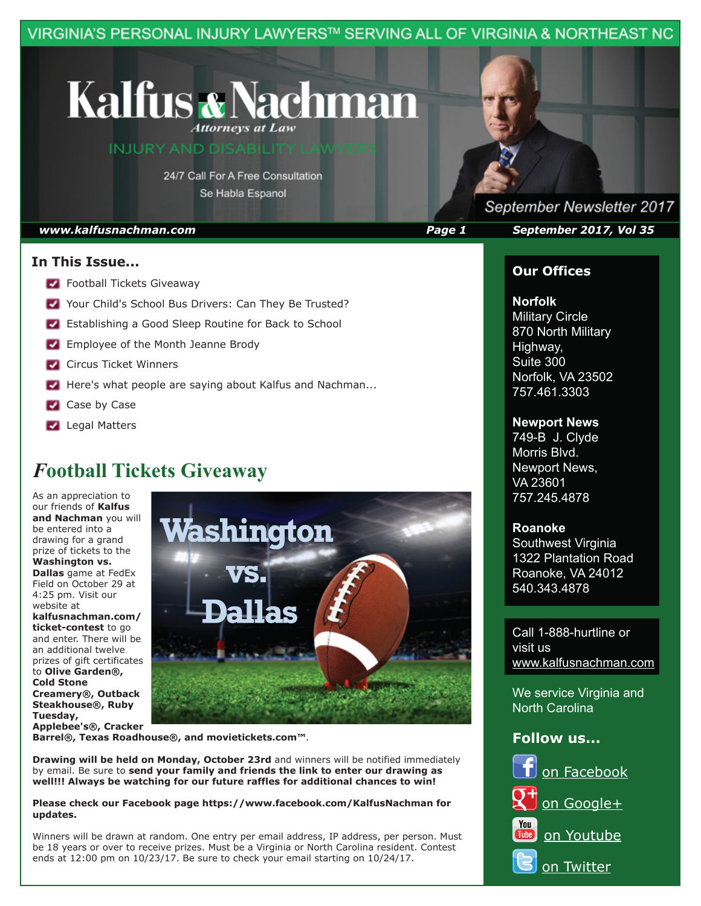VIRGINIA'S PERSONAL INJURY LAWYERS™ SERVING ALL OF VIRGINIA & NORTHEAST NC

# Kalfus & Nachman

*Attorneys at Law*

INJURY AND DISABILITY LAWYERS

24/7 Call For A Free Consultation

Se Habla Espanol

September Newsletter 2017

**www.kalfusnachman.com** | **September 2017, Vol 35**

## In This Issue...

- Football Tickets Giveaway
- Your Child's School Bus Drivers: Can They Be Trusted?
- Establishing a Good Sleep Routine for Back to School
- Employee of the Month Jeanne Brody
- Circus Ticket Winners
- Here's what people are saying about Kalfus and Nachman...
- Case by Case
- Legal Matters

## Football Tickets Giveaway

Washington vs. Dallas

As an appreciation to our friends of **Kalfus and Nachman** you will be entered into a drawing for a grand prize of tickets to the **Washington vs. Dallas** game at FedEx Field on October 29 at 4:25 pm. Visit our website at **kalfusnachman.com/ticket-contest** to go and enter. There will be an additional twelve prizes of gift certificates to **Olive Garden®, Cold Stone Creamery®, Outback Steakhouse®, Ruby Tuesday, Applebee's®, Cracker Barrel®, Texas Roadhouse®, and movietickets.com™**.

**Drawing will be held on Monday, October 23rd** and winners will be notified immediately by email. Be sure to **send your family and friends the link to enter our drawing as well!!! Always be watching for our future raffles for additional chances to win!**

**Please check our Facebook page https://www.facebook.com/KalfusNachman for updates.**

Winners will be drawn at random. One entry per email address, IP address, per person. Must be 18 years or over to receive prizes. Must be a Virginia or North Carolina resident. Contest ends at 12:00 pm on 10/23/17. Be sure to check your email starting on 10/24/17.

### Our Offices

**Norfolk**
Military Circle
870 North Military Highway,
Suite 300
Norfolk, VA 23502
757.461.3303

**Newport News**
749-B J. Clyde Morris Blvd.
Newport News, VA 23601
757.245.4878

**Roanoke**
Southwest Virginia
1322 Plantation Road
Roanoke, VA 24012
540.343.4878

Call 1-888-hurtline or visit us www.kalfusnachman.com

We service Virginia and North Carolina

### Follow us...

- on Facebook
- on Google+
- on Youtube
- on Twitter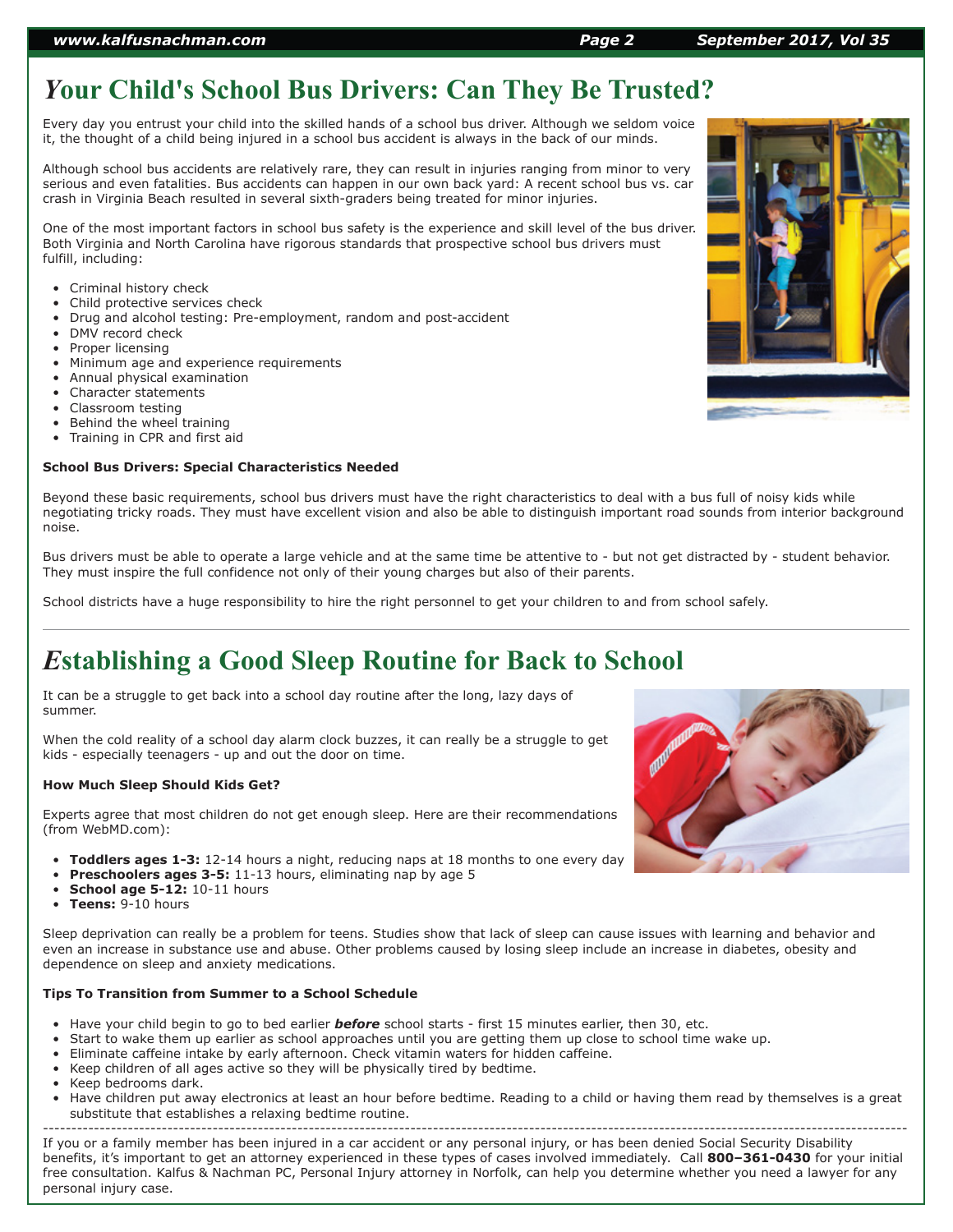# Your Child's School Bus Drivers: Can They Be Trusted?

Every day you entrust your child into the skilled hands of a school bus driver. Although we seldom voice it, the thought of a child being injured in a school bus accident is always in the back of our minds.

Although school bus accidents are relatively rare, they can result in injuries ranging from minor to very serious and even fatalities. Bus accidents can happen in our own back yard: A recent school bus vs. car crash in Virginia Beach resulted in several sixth-graders being treated for minor injuries.

One of the most important factors in school bus safety is the experience and skill level of the bus driver. Both Virginia and North Carolina have rigorous standards that prospective school bus drivers must fulfill, including:

- Criminal history check
- Child protective services check
- Drug and alcohol testing: Pre-employment, random and post-accident
- DMV record check
- Proper licensing
- Minimum age and experience requirements
- Annual physical examination
- Character statements
- Classroom testing
- Behind the wheel training
- Training in CPR and first aid

**School Bus Drivers: Special Characteristics Needed**

Beyond these basic requirements, school bus drivers must have the right characteristics to deal with a bus full of noisy kids while negotiating tricky roads. They must have excellent vision and also be able to distinguish important road sounds from interior background noise.

Bus drivers must be able to operate a large vehicle and at the same time be attentive to - but not get distracted by - student behavior. They must inspire the full confidence not only of their young charges but also of their parents.

School districts have a huge responsibility to hire the right personnel to get your children to and from school safely.

# Establishing a Good Sleep Routine for Back to School

It can be a struggle to get back into a school day routine after the long, lazy days of summer.

When the cold reality of a school day alarm clock buzzes, it can really be a struggle to get kids - especially teenagers - up and out the door on time.

**How Much Sleep Should Kids Get?**

Experts agree that most children do not get enough sleep. Here are their recommendations (from WebMD.com):

- **Toddlers ages 1-3:** 12-14 hours a night, reducing naps at 18 months to one every day
- **Preschoolers ages 3-5:** 11-13 hours, eliminating nap by age 5
- **School age 5-12:** 10-11 hours
- **Teens:** 9-10 hours

Sleep deprivation can really be a problem for teens. Studies show that lack of sleep can cause issues with learning and behavior and even an increase in substance use and abuse. Other problems caused by losing sleep include an increase in diabetes, obesity and dependence on sleep and anxiety medications.

**Tips To Transition from Summer to a School Schedule**

- Have your child begin to go to bed earlier ***before*** school starts - first 15 minutes earlier, then 30, etc.
- Start to wake them up earlier as school approaches until you are getting them up close to school time wake up.
- Eliminate caffeine intake by early afternoon. Check vitamin waters for hidden caffeine.
- Keep children of all ages active so they will be physically tired by bedtime.
- Keep bedrooms dark.
- Have children put away electronics at least an hour before bedtime. Reading to a child or having them read by themselves is a great substitute that establishes a relaxing bedtime routine.

---

If you or a family member has been injured in a car accident or any personal injury, or has been denied Social Security Disability benefits, it's important to get an attorney experienced in these types of cases involved immediately. Call **800–361-0430** for your initial free consultation. Kalfus & Nachman PC, Personal Injury attorney in Norfolk, can help you determine whether you need a lawyer for any personal injury case.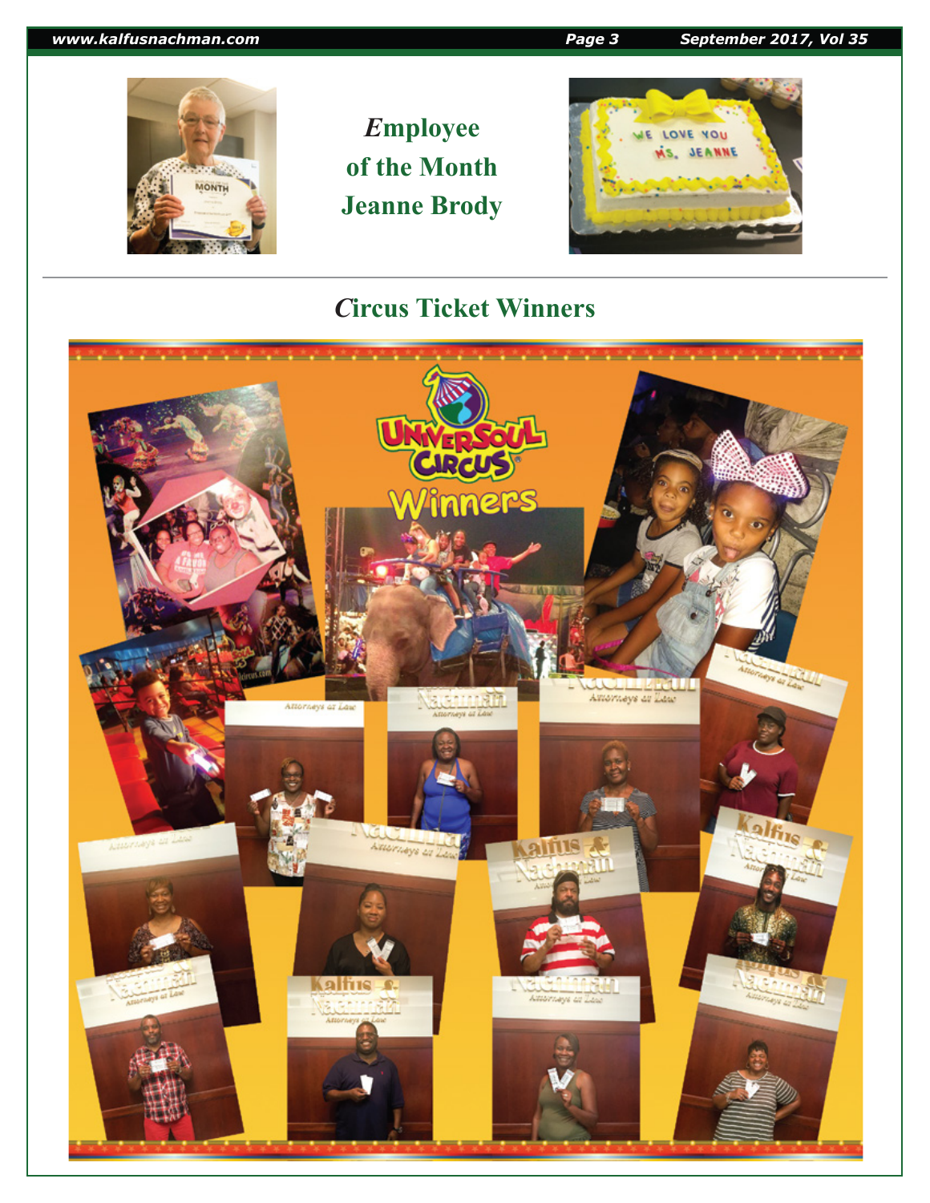## *E*mployee of the Month Jeanne Brody

## *C*ircus Ticket Winners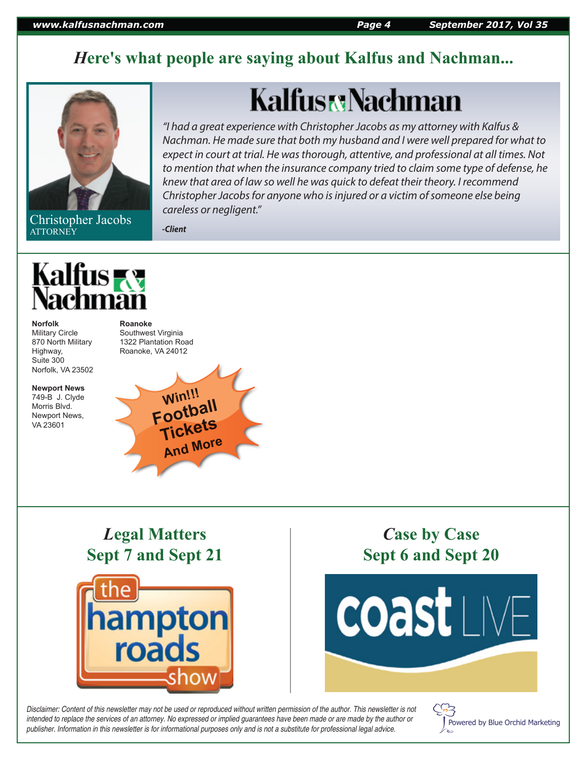## Here's what people are saying about Kalfus and Nachman...

Kalfus & Nachman

*"I had a great experience with Christopher Jacobs as my attorney with Kalfus & Nachman. He made sure that both my husband and I were well prepared for what to expect in court at trial. He was thorough, attentive, and professional at all times. Not to mention that when the insurance company tried to claim some type of defense, he knew that area of law so well he was quick to defeat their theory. I recommend Christopher Jacobs for anyone who is injured or a victim of someone else being careless or negligent."*

***-Client***

Christopher Jacobs
ATTORNEY

Kalfus & Nachman

**Norfolk**
Military Circle
870 North Military Highway,
Suite 300
Norfolk, VA 23502

**Roanoke**
Southwest Virginia
1322 Plantation Road
Roanoke, VA 24012

**Newport News**
749-B J. Clyde Morris Blvd.
Newport News, VA 23601

Win!!! Football Tickets And More

## Legal Matters
## Sept 7 and Sept 21

the hampton roads show

## Case by Case
## Sept 6 and Sept 20

coast LIVE

*Disclaimer: Content of this newsletter may not be used or reproduced without written permission of the author. This newsletter is not intended to replace the services of an attorney. No expressed or implied guarantees have been made or are made by the author or publisher. Information in this newsletter is for informational purposes only and is not a substitute for professional legal advice.*

Powered by Blue Orchid Marketing